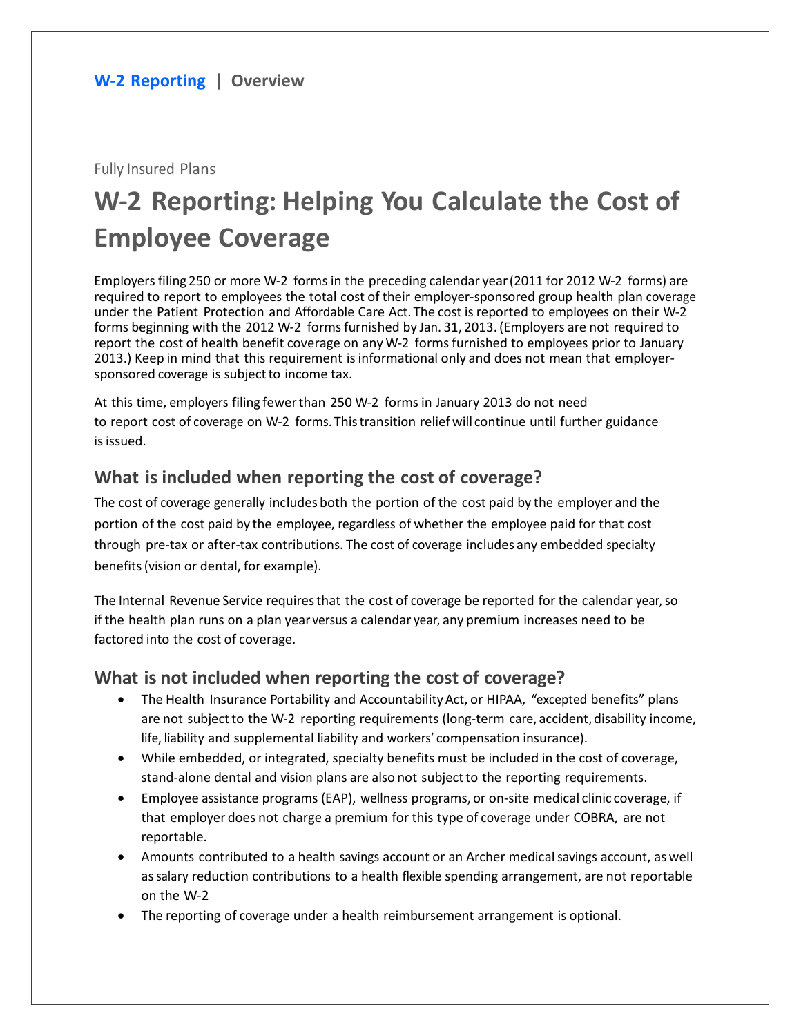W-2 Reporting | Overview

Fully Insured Plans

# W-2 Reporting: Helping You Calculate the Cost of Employee Coverage

Employers filing 250 or more W-2 forms in the preceding calendar year (2011 for 2012 W-2 forms) are required to report to employees the total cost of their employer-sponsored group health plan coverage under the Patient Protection and Affordable Care Act. The cost is reported to employees on their W-2 forms beginning with the 2012 W-2 forms furnished by Jan. 31, 2013. (Employers are not required to report the cost of health benefit coverage on any W-2 forms furnished to employees prior to January 2013.) Keep in mind that this requirement is informational only and does not mean that employer-sponsored coverage is subject to income tax.

At this time, employers filing fewer than 250 W-2 forms in January 2013 do not need to report cost of coverage on W-2 forms. This transition relief will continue until further guidance is issued.

## What is included when reporting the cost of coverage?

The cost of coverage generally includes both the portion of the cost paid by the employer and the portion of the cost paid by the employee, regardless of whether the employee paid for that cost through pre-tax or after-tax contributions. The cost of coverage includes any embedded specialty benefits (vision or dental, for example).

The Internal Revenue Service requires that the cost of coverage be reported for the calendar year, so if the health plan runs on a plan year versus a calendar year, any premium increases need to be factored into the cost of coverage.

## What is not included when reporting the cost of coverage?

- The Health Insurance Portability and Accountability Act, or HIPAA, "excepted benefits" plans are not subject to the W-2 reporting requirements (long-term care, accident, disability income, life, liability and supplemental liability and workers' compensation insurance).
- While embedded, or integrated, specialty benefits must be included in the cost of coverage, stand-alone dental and vision plans are also not subject to the reporting requirements.
- Employee assistance programs (EAP), wellness programs, or on-site medical clinic coverage, if that employer does not charge a premium for this type of coverage under COBRA, are not reportable.
- Amounts contributed to a health savings account or an Archer medical savings account, as well as salary reduction contributions to a health flexible spending arrangement, are not reportable on the W-2
- The reporting of coverage under a health reimbursement arrangement is optional.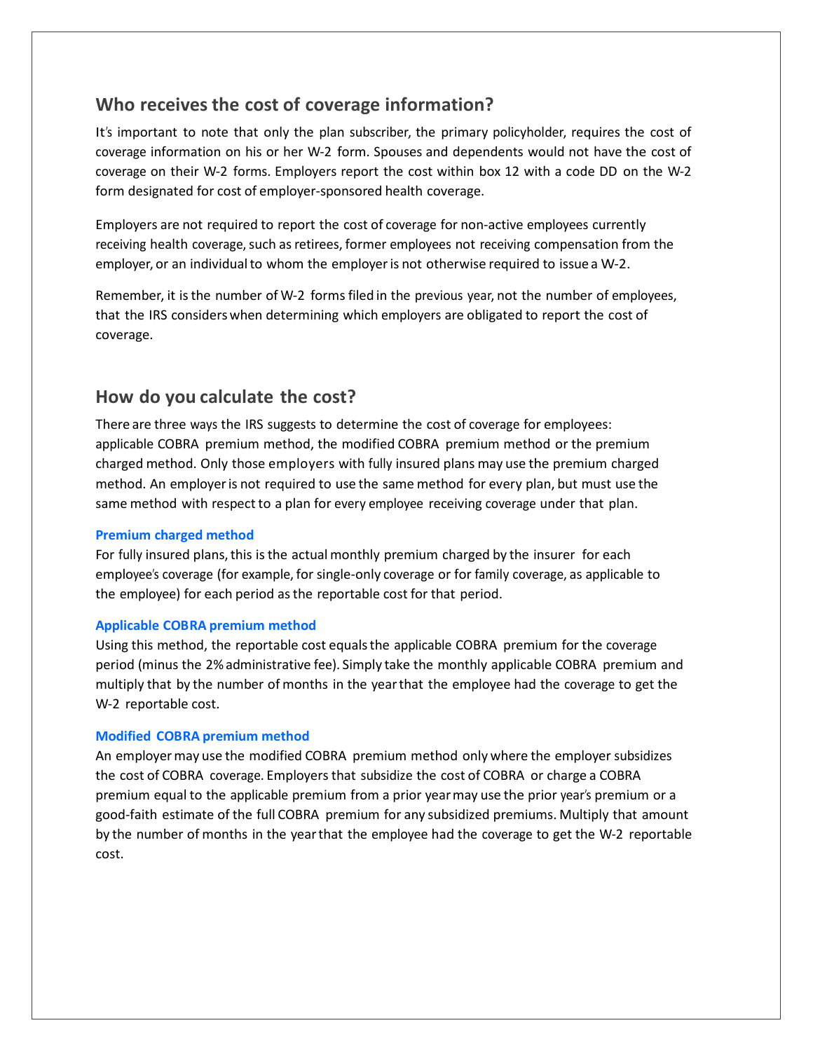## Who receives the cost of coverage information?

It's important to note that only the plan subscriber, the primary policyholder, requires the cost of coverage information on his or her W-2 form. Spouses and dependents would not have the cost of coverage on their W-2 forms. Employers report the cost within box 12 with a code DD on the W-2 form designated for cost of employer-sponsored health coverage.

Employers are not required to report the cost of coverage for non-active employees currently receiving health coverage, such as retirees, former employees not receiving compensation from the employer, or an individual to whom the employer is not otherwise required to issue a W-2.

Remember, it is the number of W-2 forms filed in the previous year, not the number of employees, that the IRS considers when determining which employers are obligated to report the cost of coverage.

## How do you calculate the cost?

There are three ways the IRS suggests to determine the cost of coverage for employees: applicable COBRA premium method, the modified COBRA premium method or the premium charged method. Only those employers with fully insured plans may use the premium charged method. An employer is not required to use the same method for every plan, but must use the same method with respect to a plan for every employee receiving coverage under that plan.

### Premium charged method

For fully insured plans, this is the actual monthly premium charged by the insurer for each employee's coverage (for example, for single-only coverage or for family coverage, as applicable to the employee) for each period as the reportable cost for that period.

### Applicable COBRA premium method

Using this method, the reportable cost equals the applicable COBRA premium for the coverage period (minus the 2% administrative fee). Simply take the monthly applicable COBRA premium and multiply that by the number of months in the year that the employee had the coverage to get the W-2 reportable cost.

### Modified COBRA premium method

An employer may use the modified COBRA premium method only where the employer subsidizes the cost of COBRA coverage. Employers that subsidize the cost of COBRA or charge a COBRA premium equal to the applicable premium from a prior year may use the prior year's premium or a good-faith estimate of the full COBRA premium for any subsidized premiums. Multiply that amount by the number of months in the year that the employee had the coverage to get the W-2 reportable cost.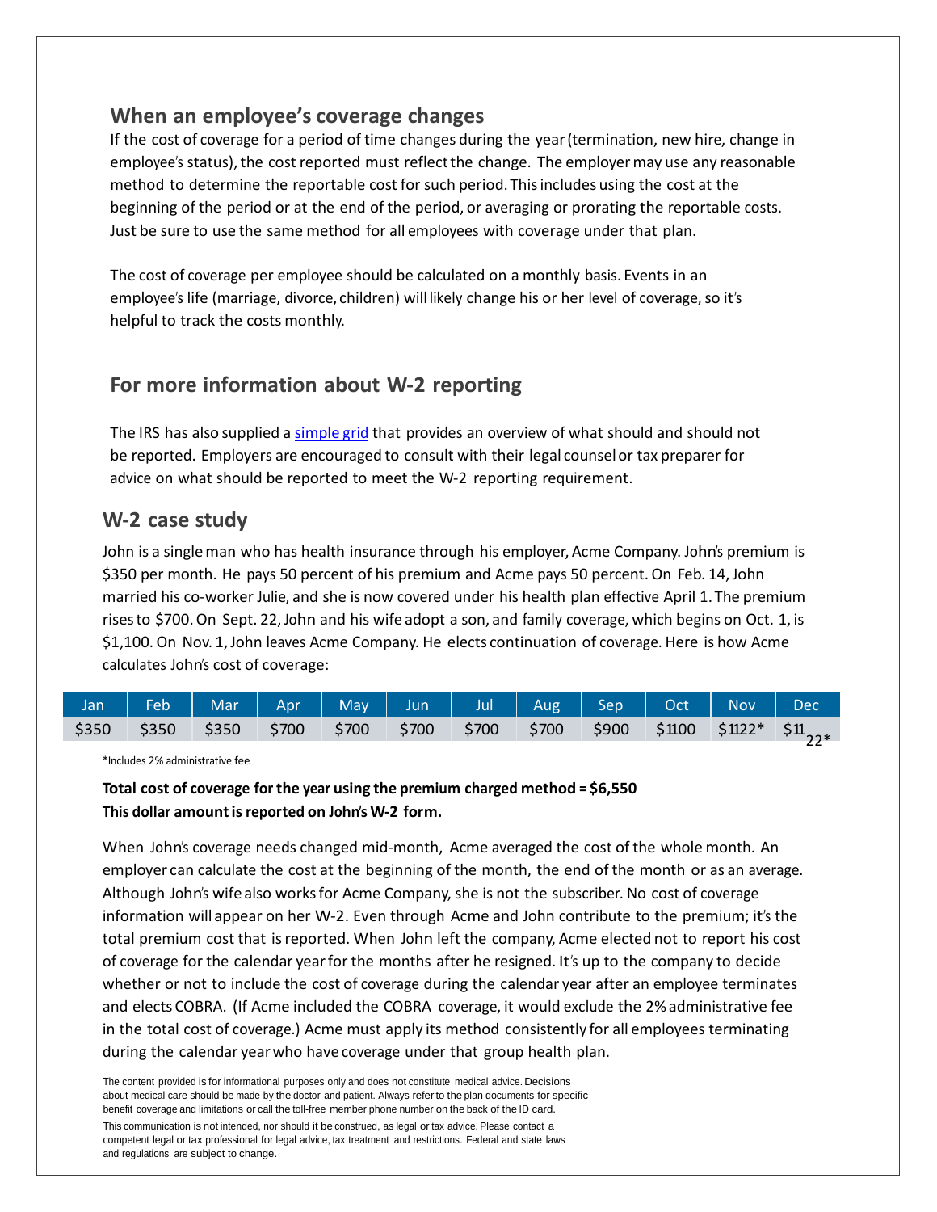## When an employee's coverage changes

If the cost of coverage for a period of time changes during the year (termination, new hire, change in employee's status), the cost reported must reflect the change. The employer may use any reasonable method to determine the reportable cost for such period. This includes using the cost at the beginning of the period or at the end of the period, or averaging or prorating the reportable costs. Just be sure to use the same method for all employees with coverage under that plan.

The cost of coverage per employee should be calculated on a monthly basis. Events in an employee's life (marriage, divorce, children) will likely change his or her level of coverage, so it's helpful to track the costs monthly.

## For more information about W-2 reporting

The IRS has also supplied a simple grid that provides an overview of what should and should not be reported. Employers are encouraged to consult with their legal counsel or tax preparer for advice on what should be reported to meet the W-2 reporting requirement.

## W-2 case study

John is a single man who has health insurance through his employer, Acme Company. John's premium is $350 per month. He pays 50 percent of his premium and Acme pays 50 percent. On Feb. 14, John married his co-worker Julie, and she is now covered under his health plan effective April 1. The premium rises to $700. On Sept. 22, John and his wife adopt a son, and family coverage, which begins on Oct. 1, is $1,100. On Nov. 1, John leaves Acme Company. He elects continuation of coverage. Here is how Acme calculates John's cost of coverage:

| Jan | Feb | Mar | Apr | May | Jun | Jul | Aug | Sep | Oct | Nov | Dec |
|---|---|---|---|---|---|---|---|---|---|---|---|
| $350 | $350 | $350 | $700 | $700 | $700 | $700 | $700 | $900 | $1100 | $1122* | $1122* |

*Includes 2% administrative fee

**Total cost of coverage for the year using the premium charged method = $6,550**
**This dollar amount is reported on John's W-2 form.**

When John's coverage needs changed mid-month, Acme averaged the cost of the whole month. An employer can calculate the cost at the beginning of the month, the end of the month or as an average. Although John's wife also works for Acme Company, she is not the subscriber. No cost of coverage information will appear on her W-2. Even through Acme and John contribute to the premium; it's the total premium cost that is reported. When John left the company, Acme elected not to report his cost of coverage for the calendar year for the months after he resigned. It's up to the company to decide whether or not to include the cost of coverage during the calendar year after an employee terminates and elects COBRA. (If Acme included the COBRA coverage, it would exclude the 2% administrative fee in the total cost of coverage.) Acme must apply its method consistently for all employees terminating during the calendar year who have coverage under that group health plan.

The content provided is for informational purposes only and does not constitute medical advice. Decisions about medical care should be made by the doctor and patient. Always refer to the plan documents for specific benefit coverage and limitations or call the toll-free member phone number on the back of the ID card.

This communication is not intended, nor should it be construed, as legal or tax advice. Please contact a competent legal or tax professional for legal advice, tax treatment and restrictions. Federal and state laws and regulations are subject to change.